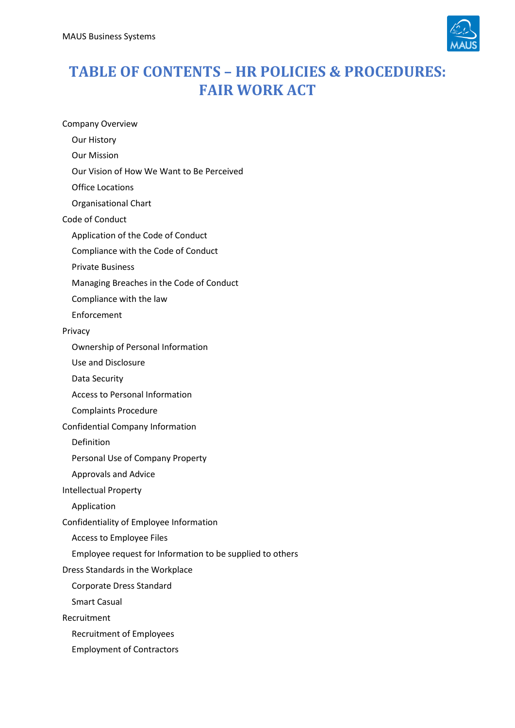# TABLE OF CONTENTS – HR POLICIES & PROCEDURES: FAIR WORK ACT

- Company Overview
  - Our History
  - Our Mission
  - Our Vision of How We Want to Be Perceived
  - Office Locations
  - Organisational Chart
- Code of Conduct
  - Application of the Code of Conduct
  - Compliance with the Code of Conduct
  - Private Business
  - Managing Breaches in the Code of Conduct
  - Compliance with the law
  - Enforcement
- Privacy
  - Ownership of Personal Information
  - Use and Disclosure
  - Data Security
  - Access to Personal Information
  - Complaints Procedure
- Confidential Company Information
  - Definition
  - Personal Use of Company Property
  - Approvals and Advice
- Intellectual Property
  - Application
- Confidentiality of Employee Information
  - Access to Employee Files
  - Employee request for Information to be supplied to others
- Dress Standards in the Workplace
  - Corporate Dress Standard
  - Smart Casual
- Recruitment
  - Recruitment of Employees
  - Employment of Contractors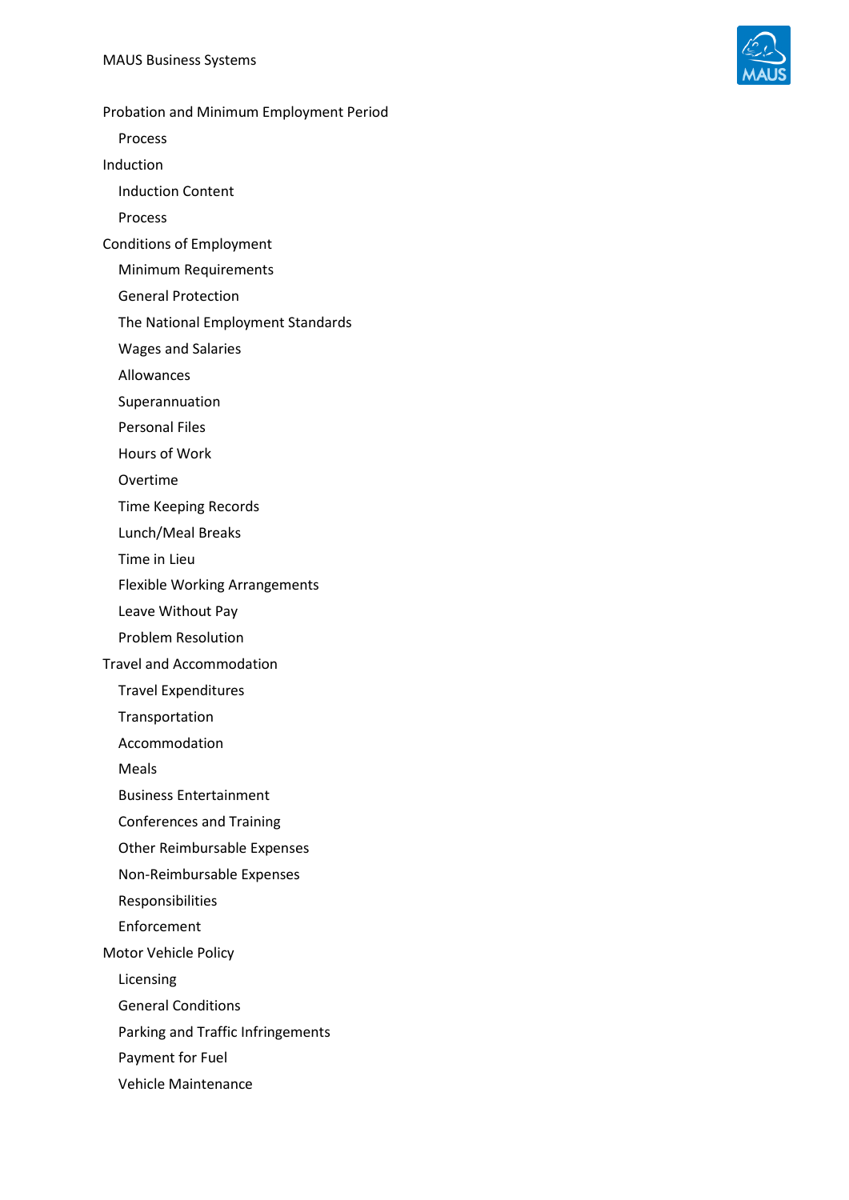- Probation and Minimum Employment Period
  - Process
- Induction
  - Induction Content
  - Process
- Conditions of Employment
  - Minimum Requirements
  - General Protection
  - The National Employment Standards
  - Wages and Salaries
  - Allowances
  - Superannuation
  - Personal Files
  - Hours of Work
  - Overtime
  - Time Keeping Records
  - Lunch/Meal Breaks
  - Time in Lieu
  - Flexible Working Arrangements
  - Leave Without Pay
  - Problem Resolution
- Travel and Accommodation
  - Travel Expenditures
  - Transportation
  - Accommodation
  - Meals
  - Business Entertainment
  - Conferences and Training
  - Other Reimbursable Expenses
  - Non-Reimbursable Expenses
  - Responsibilities
  - Enforcement
- Motor Vehicle Policy
  - Licensing
  - General Conditions
  - Parking and Traffic Infringements
  - Payment for Fuel
  - Vehicle Maintenance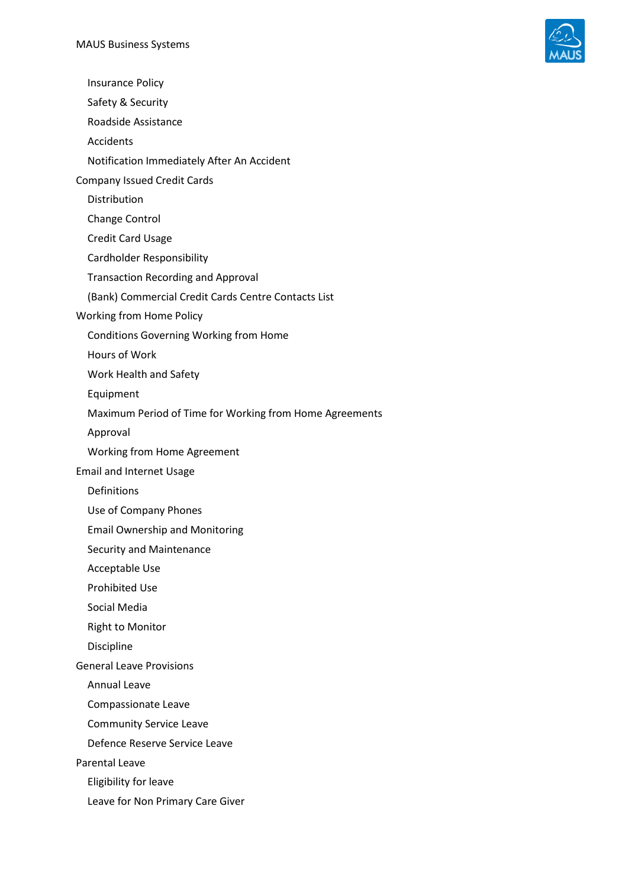- Insurance Policy
- Safety & Security
- Roadside Assistance
- Accidents
- Notification Immediately After An Accident

Company Issued Credit Cards

- Distribution
- Change Control
- Credit Card Usage
- Cardholder Responsibility
- Transaction Recording and Approval
- (Bank) Commercial Credit Cards Centre Contacts List

Working from Home Policy

- Conditions Governing Working from Home
- Hours of Work
- Work Health and Safety
- Equipment
- Maximum Period of Time for Working from Home Agreements
- Approval
- Working from Home Agreement

Email and Internet Usage

- Definitions
- Use of Company Phones
- Email Ownership and Monitoring
- Security and Maintenance
- Acceptable Use
- Prohibited Use
- Social Media
- Right to Monitor
- Discipline

General Leave Provisions

- Annual Leave
- Compassionate Leave
- Community Service Leave
- Defence Reserve Service Leave

Parental Leave

- Eligibility for leave
- Leave for Non Primary Care Giver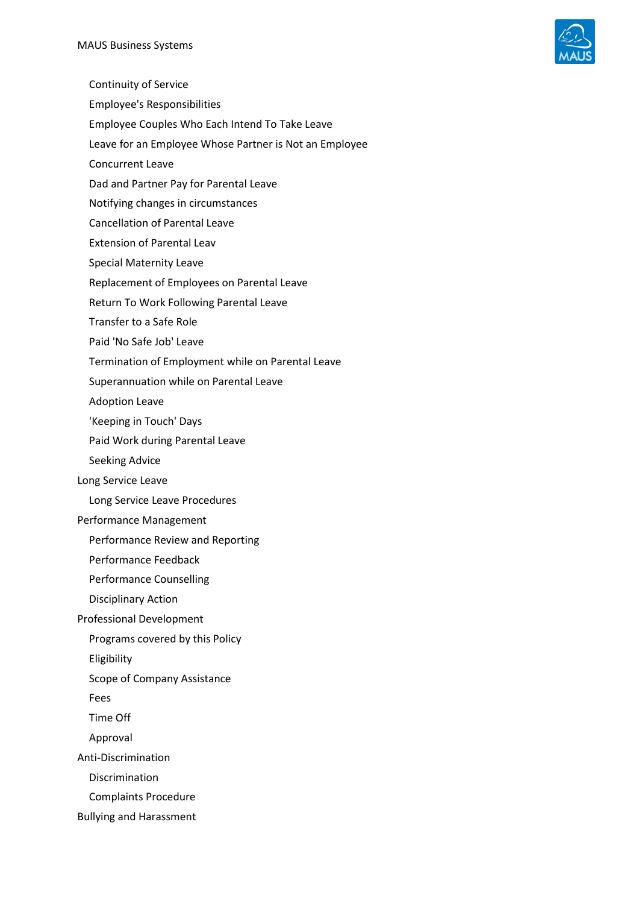- Continuity of Service
- Employee's Responsibilities
- Employee Couples Who Each Intend To Take Leave
- Leave for an Employee Whose Partner is Not an Employee
- Concurrent Leave
- Dad and Partner Pay for Parental Leave
- Notifying changes in circumstances
- Cancellation of Parental Leave
- Extension of Parental Leav
- Special Maternity Leave
- Replacement of Employees on Parental Leave
- Return To Work Following Parental Leave
- Transfer to a Safe Role
- Paid 'No Safe Job' Leave
- Termination of Employment while on Parental Leave
- Superannuation while on Parental Leave
- Adoption Leave
- 'Keeping in Touch' Days
- Paid Work during Parental Leave
- Seeking Advice

Long Service Leave

- Long Service Leave Procedures

Performance Management

- Performance Review and Reporting
- Performance Feedback
- Performance Counselling
- Disciplinary Action

Professional Development

- Programs covered by this Policy
- Eligibility
- Scope of Company Assistance
- Fees
- Time Off
- Approval

Anti-Discrimination

- Discrimination
- Complaints Procedure

Bullying and Harassment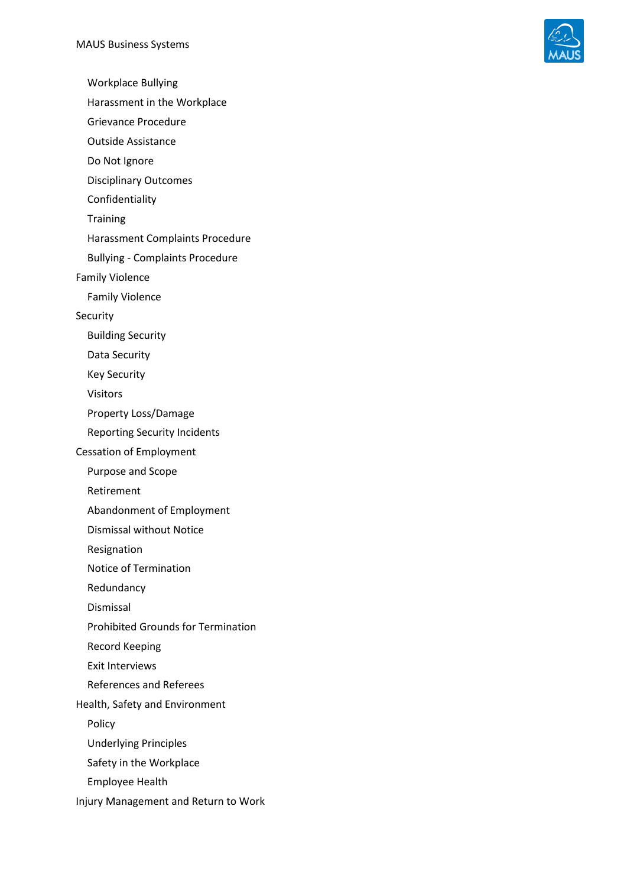- Workplace Bullying
- Harassment in the Workplace
- Grievance Procedure
- Outside Assistance
- Do Not Ignore
- Disciplinary Outcomes
- Confidentiality
- Training
- Harassment Complaints Procedure
- Bullying - Complaints Procedure

Family Violence

- Family Violence

Security

- Building Security
- Data Security
- Key Security
- Visitors
- Property Loss/Damage
- Reporting Security Incidents

Cessation of Employment

- Purpose and Scope
- Retirement
- Abandonment of Employment
- Dismissal without Notice
- Resignation
- Notice of Termination
- Redundancy
- Dismissal
- Prohibited Grounds for Termination
- Record Keeping
- Exit Interviews
- References and Referees

Health, Safety and Environment

- Policy
- Underlying Principles
- Safety in the Workplace
- Employee Health

Injury Management and Return to Work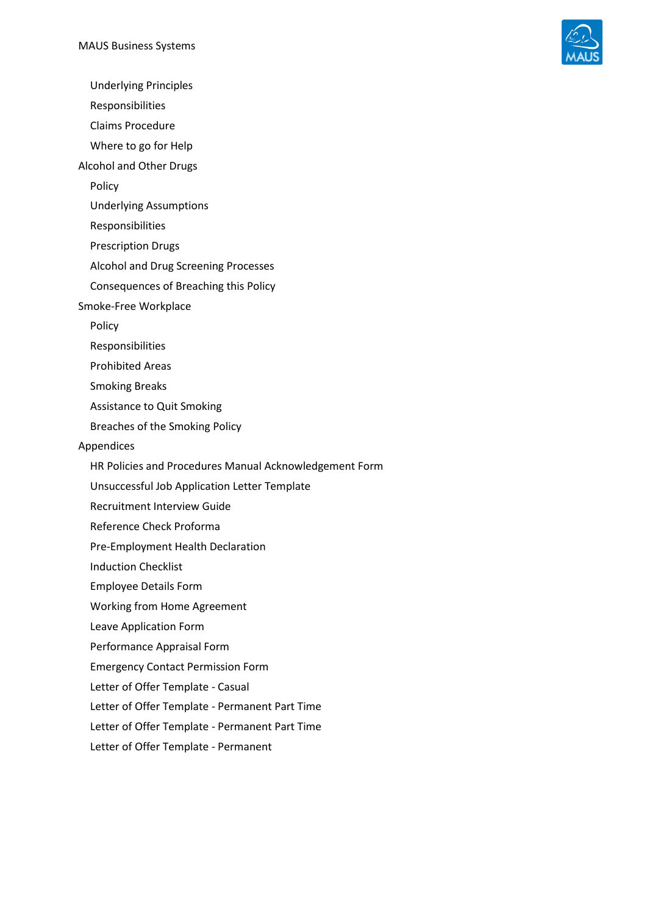- Underlying Principles
- Responsibilities
- Claims Procedure
- Where to go for Help

Alcohol and Other Drugs

- Policy
- Underlying Assumptions
- Responsibilities
- Prescription Drugs
- Alcohol and Drug Screening Processes
- Consequences of Breaching this Policy

Smoke-Free Workplace

- Policy
- Responsibilities
- Prohibited Areas
- Smoking Breaks
- Assistance to Quit Smoking
- Breaches of the Smoking Policy

Appendices

- HR Policies and Procedures Manual Acknowledgement Form
- Unsuccessful Job Application Letter Template
- Recruitment Interview Guide
- Reference Check Proforma
- Pre-Employment Health Declaration
- Induction Checklist
- Employee Details Form
- Working from Home Agreement
- Leave Application Form
- Performance Appraisal Form
- Emergency Contact Permission Form
- Letter of Offer Template - Casual
- Letter of Offer Template - Permanent Part Time
- Letter of Offer Template - Permanent Part Time
- Letter of Offer Template - Permanent